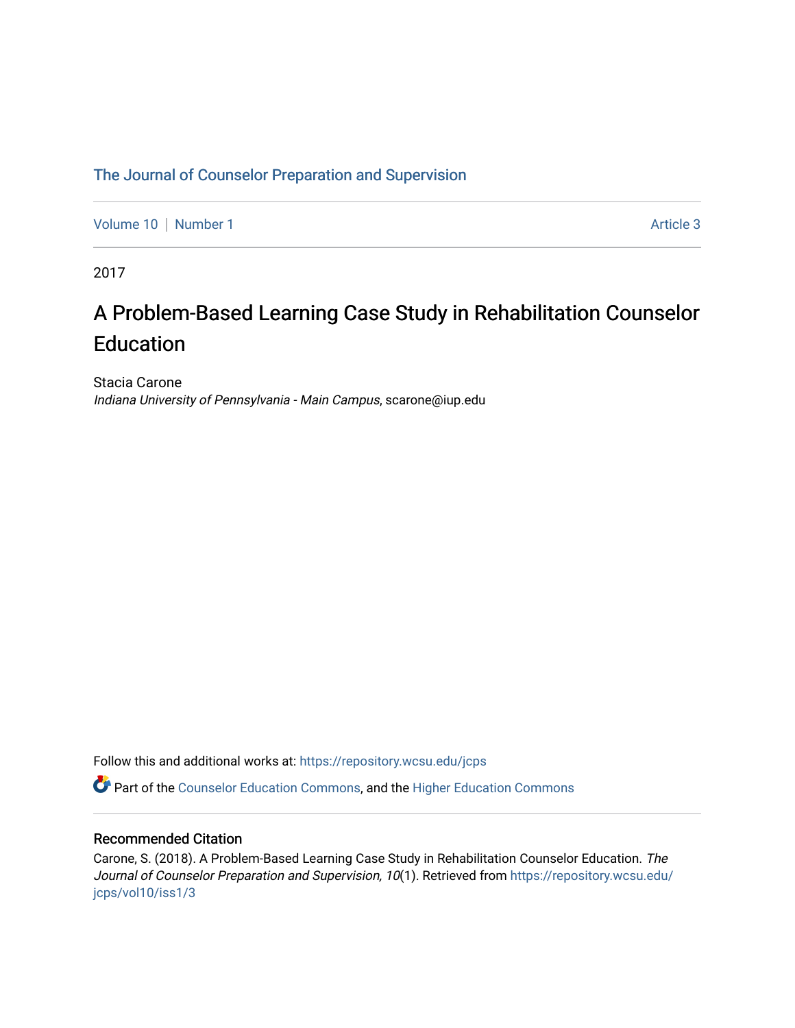The Journal of Counselor Preparation and Supervision

Volume 10 | Number 1 Article 3

2017

# A Problem-Based Learning Case Study in Rehabilitation Counselor Education

Stacia Carone
*Indiana University of Pennsylvania - Main Campus*, scarone@iup.edu

Follow this and additional works at: https://repository.wcsu.edu/jcps

Part of the Counselor Education Commons, and the Higher Education Commons

## Recommended Citation

Carone, S. (2018). A Problem-Based Learning Case Study in Rehabilitation Counselor Education. *The Journal of Counselor Preparation and Supervision, 10*(1). Retrieved from https://repository.wcsu.edu/jcps/vol10/iss1/3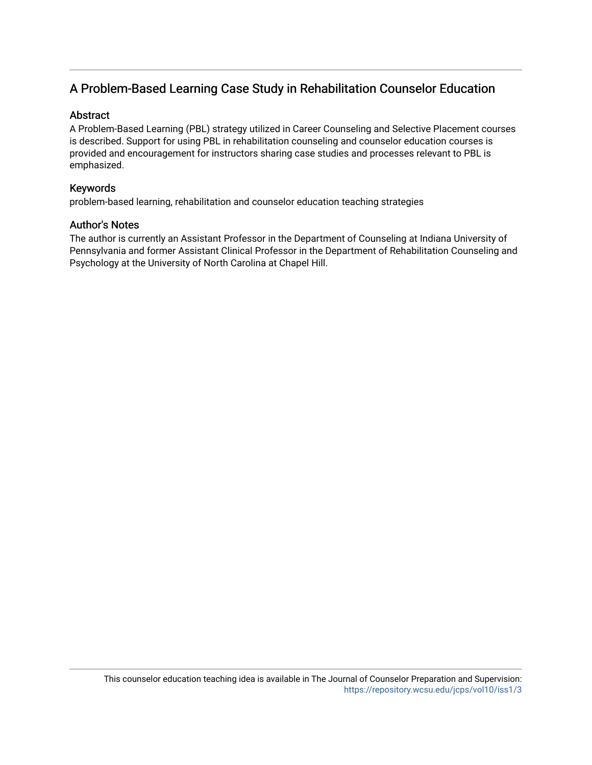## A Problem-Based Learning Case Study in Rehabilitation Counselor Education

### Abstract

A Problem-Based Learning (PBL) strategy utilized in Career Counseling and Selective Placement courses is described. Support for using PBL in rehabilitation counseling and counselor education courses is provided and encouragement for instructors sharing case studies and processes relevant to PBL is emphasized.

### Keywords

problem-based learning, rehabilitation and counselor education teaching strategies

### Author's Notes

The author is currently an Assistant Professor in the Department of Counseling at Indiana University of Pennsylvania and former Assistant Clinical Professor in the Department of Rehabilitation Counseling and Psychology at the University of North Carolina at Chapel Hill.

This counselor education teaching idea is available in The Journal of Counselor Preparation and Supervision: https://repository.wcsu.edu/jcps/vol10/iss1/3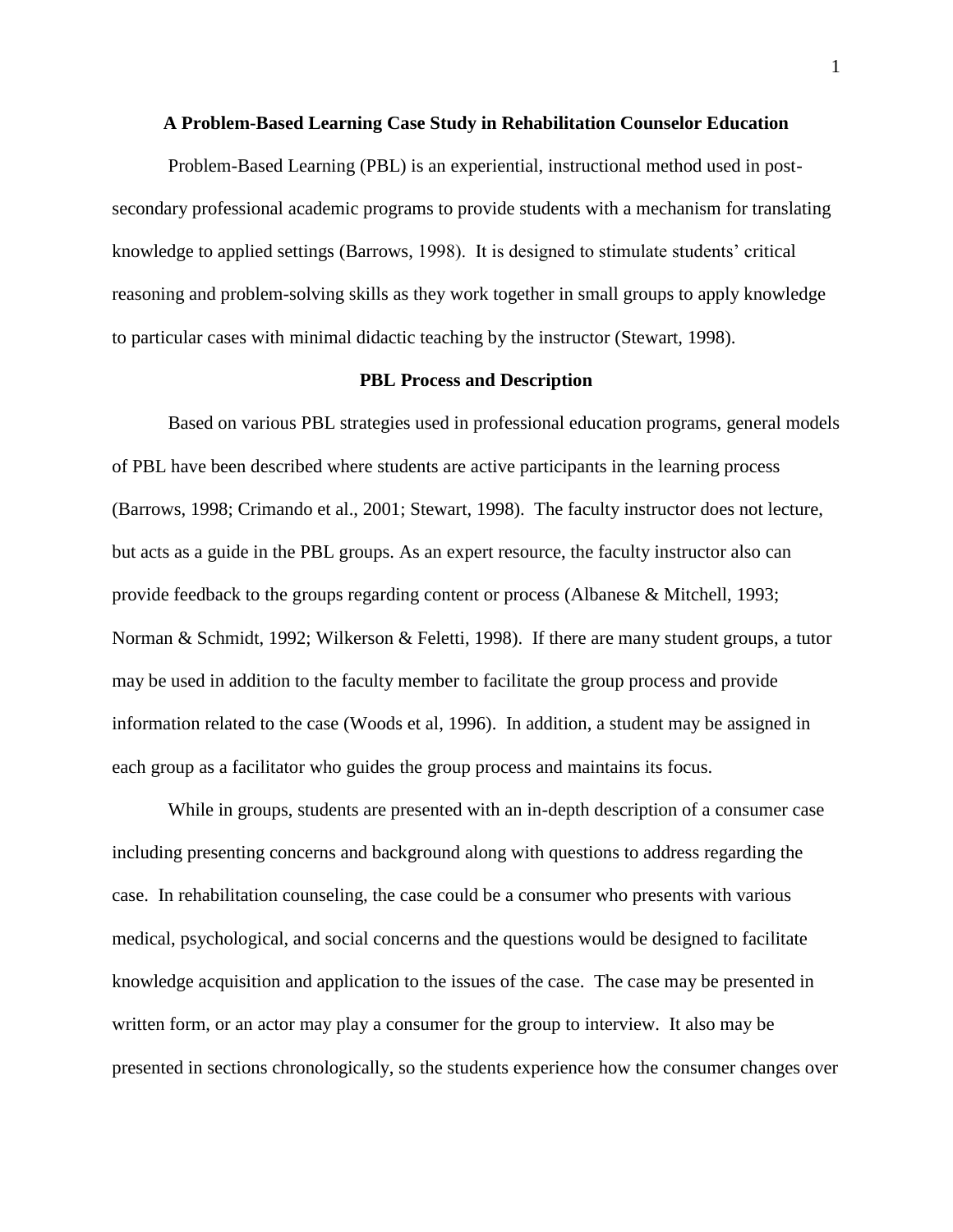## A Problem-Based Learning Case Study in Rehabilitation Counselor Education

Problem-Based Learning (PBL) is an experiential, instructional method used in post-secondary professional academic programs to provide students with a mechanism for translating knowledge to applied settings (Barrows, 1998). It is designed to stimulate students' critical reasoning and problem-solving skills as they work together in small groups to apply knowledge to particular cases with minimal didactic teaching by the instructor (Stewart, 1998).

### PBL Process and Description

Based on various PBL strategies used in professional education programs, general models of PBL have been described where students are active participants in the learning process (Barrows, 1998; Crimando et al., 2001; Stewart, 1998). The faculty instructor does not lecture, but acts as a guide in the PBL groups. As an expert resource, the faculty instructor also can provide feedback to the groups regarding content or process (Albanese & Mitchell, 1993; Norman & Schmidt, 1992; Wilkerson & Feletti, 1998). If there are many student groups, a tutor may be used in addition to the faculty member to facilitate the group process and provide information related to the case (Woods et al, 1996). In addition, a student may be assigned in each group as a facilitator who guides the group process and maintains its focus.

While in groups, students are presented with an in-depth description of a consumer case including presenting concerns and background along with questions to address regarding the case. In rehabilitation counseling, the case could be a consumer who presents with various medical, psychological, and social concerns and the questions would be designed to facilitate knowledge acquisition and application to the issues of the case. The case may be presented in written form, or an actor may play a consumer for the group to interview. It also may be presented in sections chronologically, so the students experience how the consumer changes over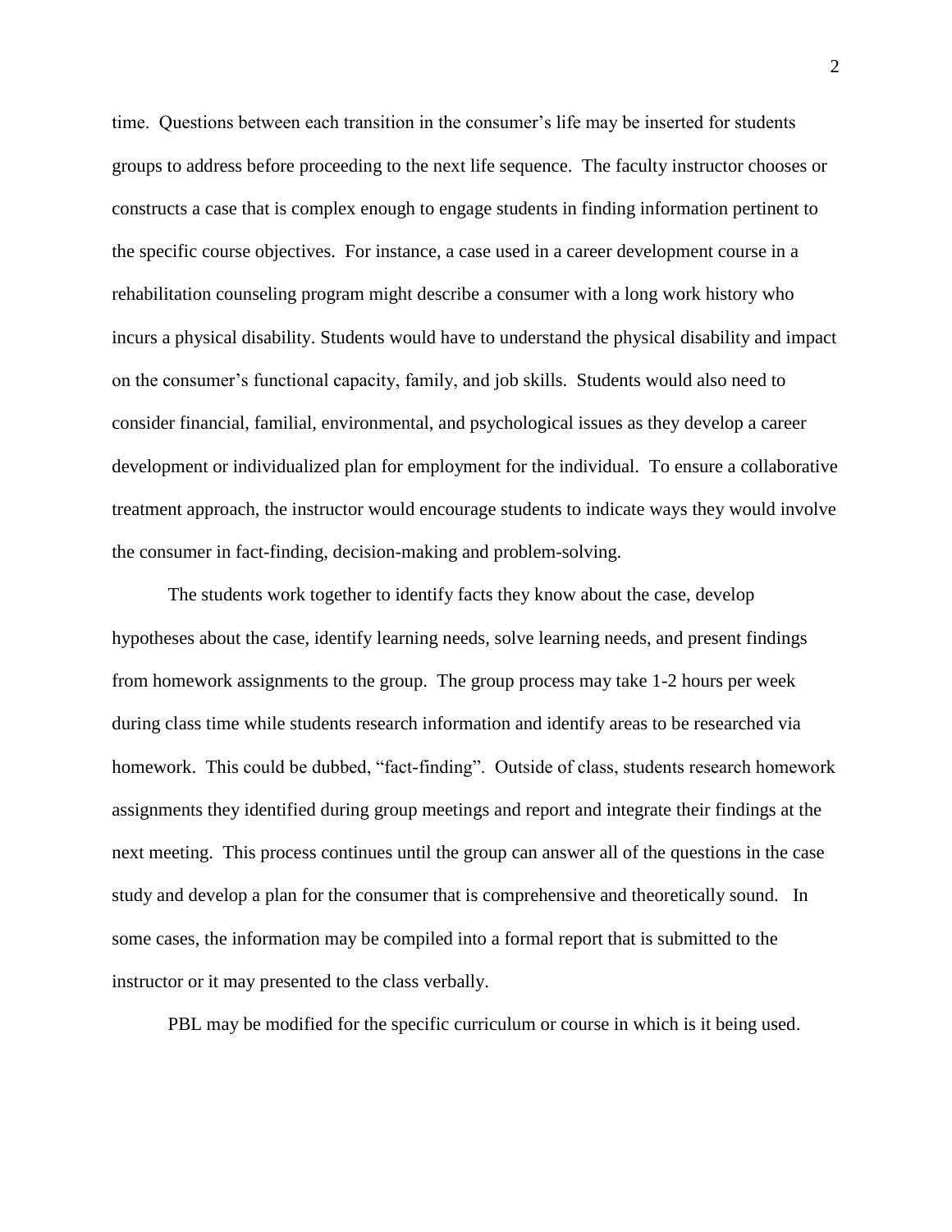time. Questions between each transition in the consumer's life may be inserted for students groups to address before proceeding to the next life sequence. The faculty instructor chooses or constructs a case that is complex enough to engage students in finding information pertinent to the specific course objectives. For instance, a case used in a career development course in a rehabilitation counseling program might describe a consumer with a long work history who incurs a physical disability. Students would have to understand the physical disability and impact on the consumer's functional capacity, family, and job skills. Students would also need to consider financial, familial, environmental, and psychological issues as they develop a career development or individualized plan for employment for the individual. To ensure a collaborative treatment approach, the instructor would encourage students to indicate ways they would involve the consumer in fact-finding, decision-making and problem-solving.

The students work together to identify facts they know about the case, develop hypotheses about the case, identify learning needs, solve learning needs, and present findings from homework assignments to the group. The group process may take 1-2 hours per week during class time while students research information and identify areas to be researched via homework. This could be dubbed, "fact-finding". Outside of class, students research homework assignments they identified during group meetings and report and integrate their findings at the next meeting. This process continues until the group can answer all of the questions in the case study and develop a plan for the consumer that is comprehensive and theoretically sound. In some cases, the information may be compiled into a formal report that is submitted to the instructor or it may presented to the class verbally.

PBL may be modified for the specific curriculum or course in which is it being used.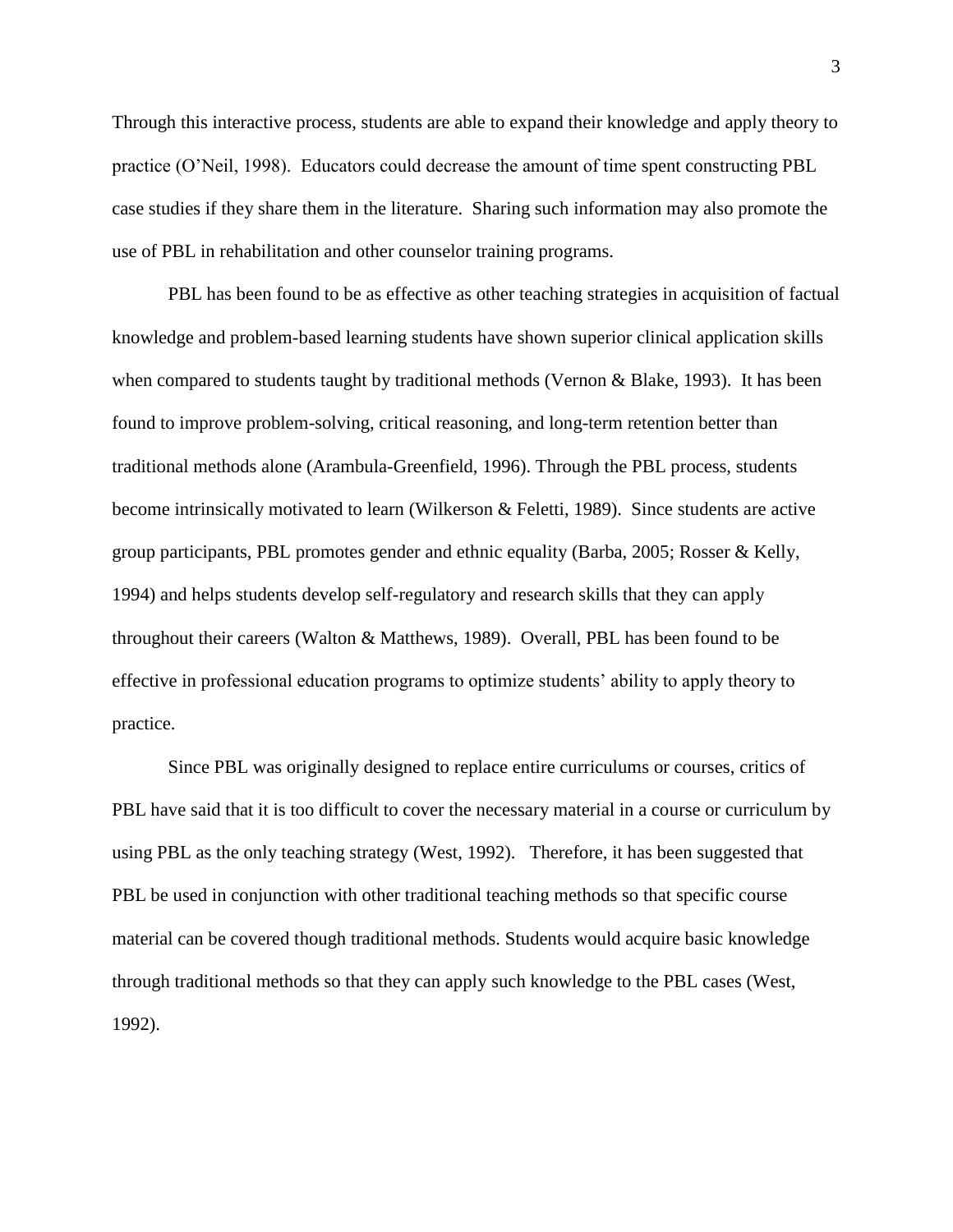Through this interactive process, students are able to expand their knowledge and apply theory to practice (O'Neil, 1998). Educators could decrease the amount of time spent constructing PBL case studies if they share them in the literature. Sharing such information may also promote the use of PBL in rehabilitation and other counselor training programs.

PBL has been found to be as effective as other teaching strategies in acquisition of factual knowledge and problem-based learning students have shown superior clinical application skills when compared to students taught by traditional methods (Vernon & Blake, 1993). It has been found to improve problem-solving, critical reasoning, and long-term retention better than traditional methods alone (Arambula-Greenfield, 1996). Through the PBL process, students become intrinsically motivated to learn (Wilkerson & Feletti, 1989). Since students are active group participants, PBL promotes gender and ethnic equality (Barba, 2005; Rosser & Kelly, 1994) and helps students develop self-regulatory and research skills that they can apply throughout their careers (Walton & Matthews, 1989). Overall, PBL has been found to be effective in professional education programs to optimize students' ability to apply theory to practice.

Since PBL was originally designed to replace entire curriculums or courses, critics of PBL have said that it is too difficult to cover the necessary material in a course or curriculum by using PBL as the only teaching strategy (West, 1992). Therefore, it has been suggested that PBL be used in conjunction with other traditional teaching methods so that specific course material can be covered though traditional methods. Students would acquire basic knowledge through traditional methods so that they can apply such knowledge to the PBL cases (West, 1992).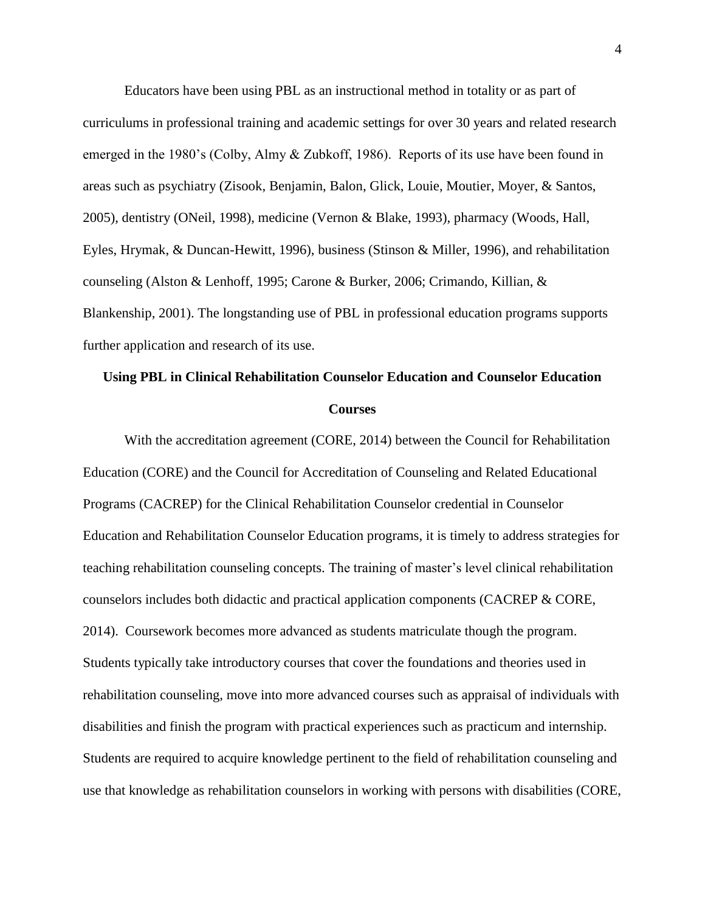Educators have been using PBL as an instructional method in totality or as part of curriculums in professional training and academic settings for over 30 years and related research emerged in the 1980's (Colby, Almy & Zubkoff, 1986). Reports of its use have been found in areas such as psychiatry (Zisook, Benjamin, Balon, Glick, Louie, Moutier, Moyer, & Santos, 2005), dentistry (ONeil, 1998), medicine (Vernon & Blake, 1993), pharmacy (Woods, Hall, Eyles, Hrymak, & Duncan-Hewitt, 1996), business (Stinson & Miller, 1996), and rehabilitation counseling (Alston & Lenhoff, 1995; Carone & Burker, 2006; Crimando, Killian, & Blankenship, 2001). The longstanding use of PBL in professional education programs supports further application and research of its use.

## Using PBL in Clinical Rehabilitation Counselor Education and Counselor Education Courses

With the accreditation agreement (CORE, 2014) between the Council for Rehabilitation Education (CORE) and the Council for Accreditation of Counseling and Related Educational Programs (CACREP) for the Clinical Rehabilitation Counselor credential in Counselor Education and Rehabilitation Counselor Education programs, it is timely to address strategies for teaching rehabilitation counseling concepts. The training of master's level clinical rehabilitation counselors includes both didactic and practical application components (CACREP & CORE, 2014). Coursework becomes more advanced as students matriculate though the program. Students typically take introductory courses that cover the foundations and theories used in rehabilitation counseling, move into more advanced courses such as appraisal of individuals with disabilities and finish the program with practical experiences such as practicum and internship. Students are required to acquire knowledge pertinent to the field of rehabilitation counseling and use that knowledge as rehabilitation counselors in working with persons with disabilities (CORE,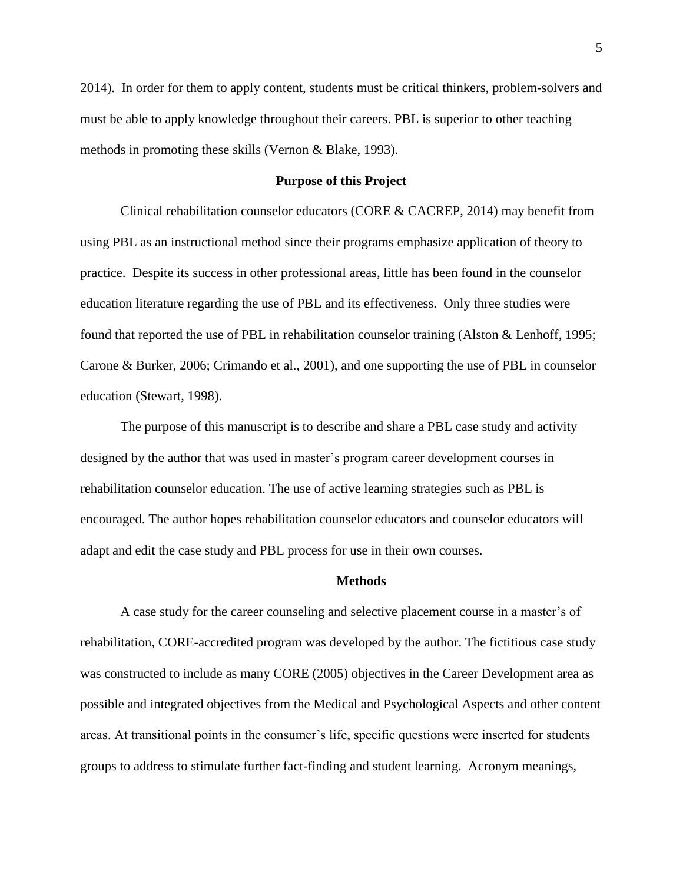2014). In order for them to apply content, students must be critical thinkers, problem-solvers and must be able to apply knowledge throughout their careers. PBL is superior to other teaching methods in promoting these skills (Vernon & Blake, 1993).

## Purpose of this Project

Clinical rehabilitation counselor educators (CORE & CACREP, 2014) may benefit from using PBL as an instructional method since their programs emphasize application of theory to practice. Despite its success in other professional areas, little has been found in the counselor education literature regarding the use of PBL and its effectiveness. Only three studies were found that reported the use of PBL in rehabilitation counselor training (Alston & Lenhoff, 1995; Carone & Burker, 2006; Crimando et al., 2001), and one supporting the use of PBL in counselor education (Stewart, 1998).

The purpose of this manuscript is to describe and share a PBL case study and activity designed by the author that was used in master's program career development courses in rehabilitation counselor education. The use of active learning strategies such as PBL is encouraged. The author hopes rehabilitation counselor educators and counselor educators will adapt and edit the case study and PBL process for use in their own courses.

## Methods

A case study for the career counseling and selective placement course in a master's of rehabilitation, CORE-accredited program was developed by the author. The fictitious case study was constructed to include as many CORE (2005) objectives in the Career Development area as possible and integrated objectives from the Medical and Psychological Aspects and other content areas. At transitional points in the consumer's life, specific questions were inserted for students groups to address to stimulate further fact-finding and student learning. Acronym meanings,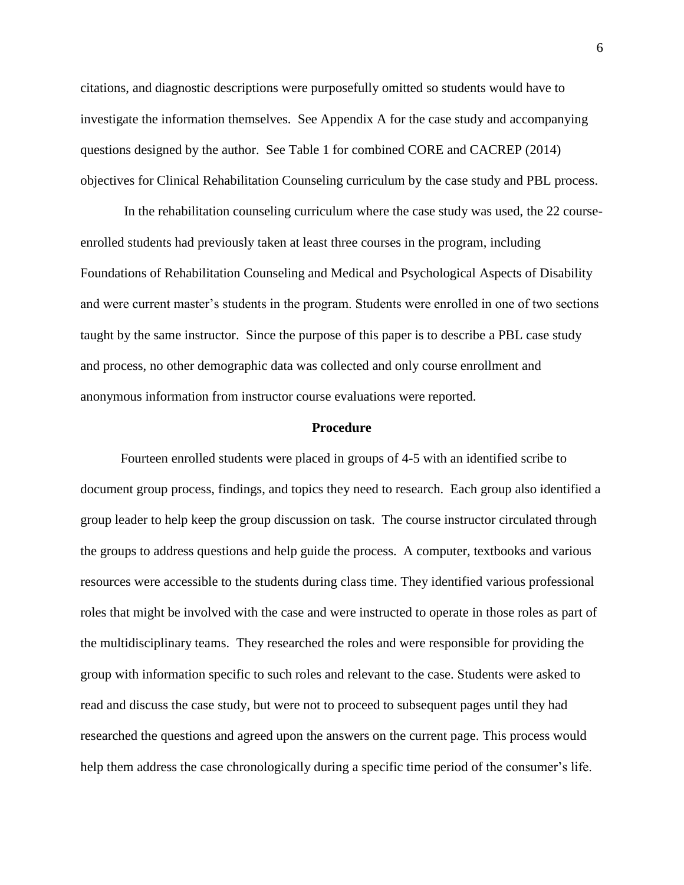citations, and diagnostic descriptions were purposefully omitted so students would have to investigate the information themselves. See Appendix A for the case study and accompanying questions designed by the author. See Table 1 for combined CORE and CACREP (2014) objectives for Clinical Rehabilitation Counseling curriculum by the case study and PBL process.

In the rehabilitation counseling curriculum where the case study was used, the 22 course-enrolled students had previously taken at least three courses in the program, including Foundations of Rehabilitation Counseling and Medical and Psychological Aspects of Disability and were current master's students in the program. Students were enrolled in one of two sections taught by the same instructor. Since the purpose of this paper is to describe a PBL case study and process, no other demographic data was collected and only course enrollment and anonymous information from instructor course evaluations were reported.

## Procedure

Fourteen enrolled students were placed in groups of 4-5 with an identified scribe to document group process, findings, and topics they need to research. Each group also identified a group leader to help keep the group discussion on task. The course instructor circulated through the groups to address questions and help guide the process. A computer, textbooks and various resources were accessible to the students during class time. They identified various professional roles that might be involved with the case and were instructed to operate in those roles as part of the multidisciplinary teams. They researched the roles and were responsible for providing the group with information specific to such roles and relevant to the case. Students were asked to read and discuss the case study, but were not to proceed to subsequent pages until they had researched the questions and agreed upon the answers on the current page. This process would help them address the case chronologically during a specific time period of the consumer's life.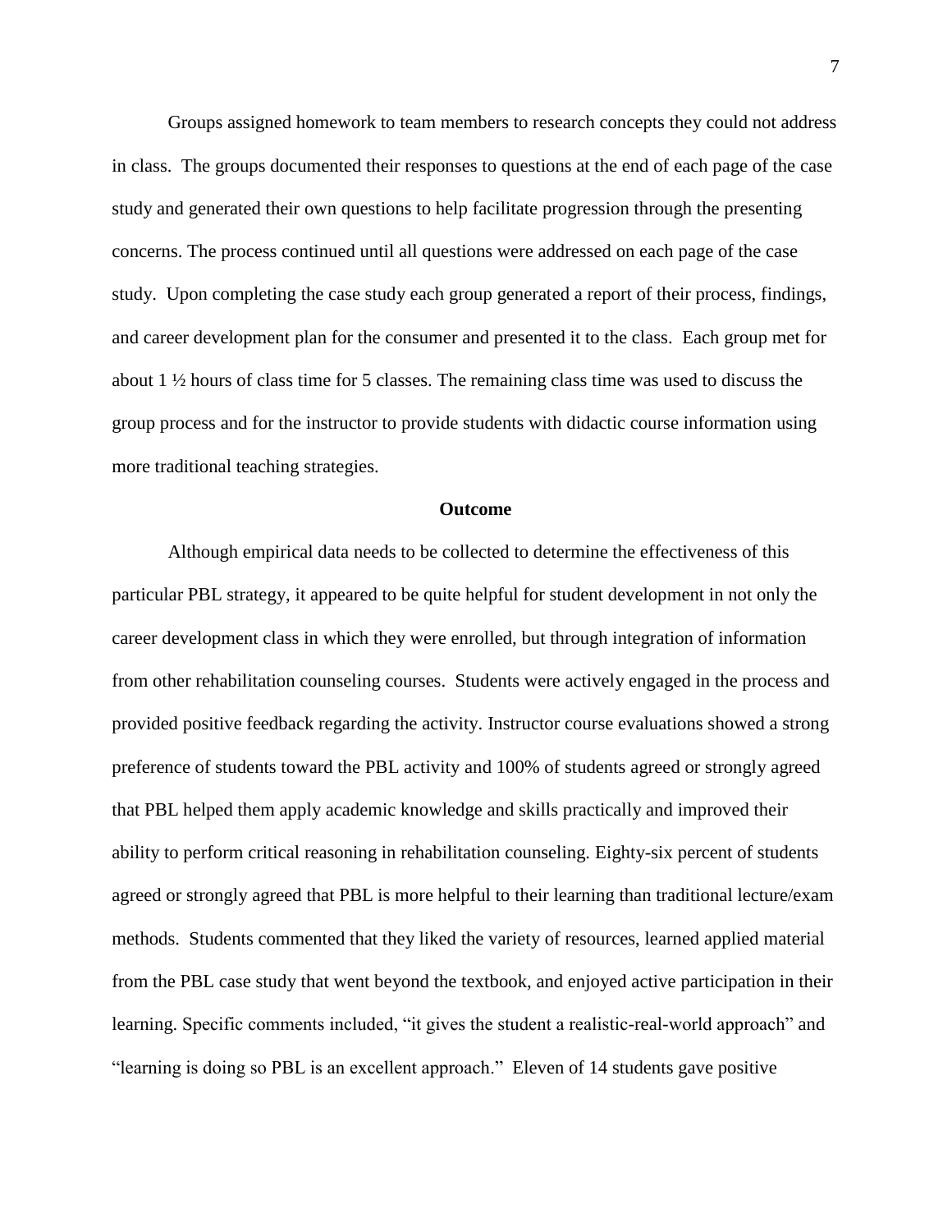Groups assigned homework to team members to research concepts they could not address in class. The groups documented their responses to questions at the end of each page of the case study and generated their own questions to help facilitate progression through the presenting concerns. The process continued until all questions were addressed on each page of the case study. Upon completing the case study each group generated a report of their process, findings, and career development plan for the consumer and presented it to the class. Each group met for about 1 ½ hours of class time for 5 classes. The remaining class time was used to discuss the group process and for the instructor to provide students with didactic course information using more traditional teaching strategies.

## Outcome

Although empirical data needs to be collected to determine the effectiveness of this particular PBL strategy, it appeared to be quite helpful for student development in not only the career development class in which they were enrolled, but through integration of information from other rehabilitation counseling courses. Students were actively engaged in the process and provided positive feedback regarding the activity. Instructor course evaluations showed a strong preference of students toward the PBL activity and 100% of students agreed or strongly agreed that PBL helped them apply academic knowledge and skills practically and improved their ability to perform critical reasoning in rehabilitation counseling. Eighty-six percent of students agreed or strongly agreed that PBL is more helpful to their learning than traditional lecture/exam methods. Students commented that they liked the variety of resources, learned applied material from the PBL case study that went beyond the textbook, and enjoyed active participation in their learning. Specific comments included, "it gives the student a realistic-real-world approach" and "learning is doing so PBL is an excellent approach." Eleven of 14 students gave positive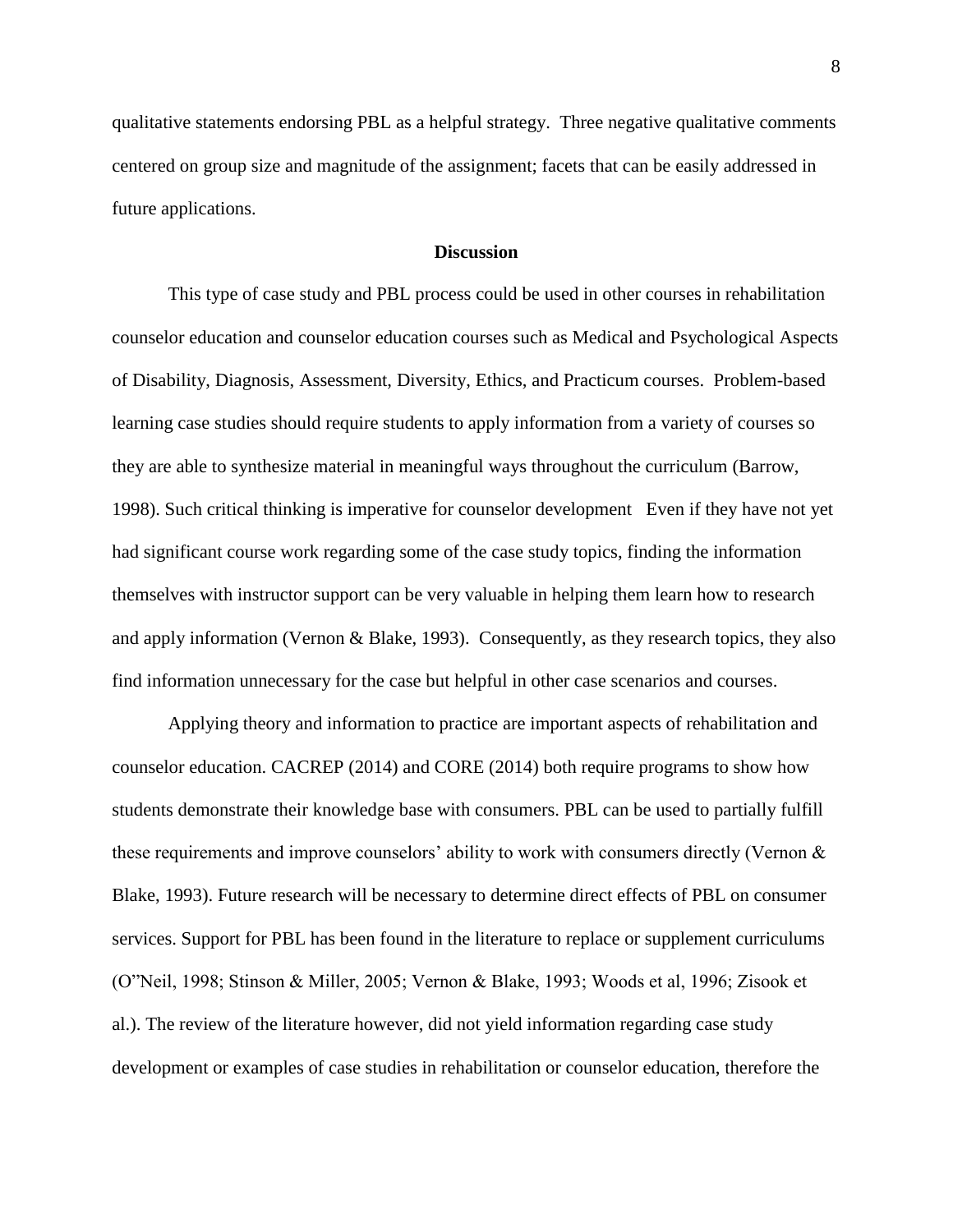qualitative statements endorsing PBL as a helpful strategy. Three negative qualitative comments centered on group size and magnitude of the assignment; facets that can be easily addressed in future applications.

## Discussion

This type of case study and PBL process could be used in other courses in rehabilitation counselor education and counselor education courses such as Medical and Psychological Aspects of Disability, Diagnosis, Assessment, Diversity, Ethics, and Practicum courses. Problem-based learning case studies should require students to apply information from a variety of courses so they are able to synthesize material in meaningful ways throughout the curriculum (Barrow, 1998). Such critical thinking is imperative for counselor development Even if they have not yet had significant course work regarding some of the case study topics, finding the information themselves with instructor support can be very valuable in helping them learn how to research and apply information (Vernon & Blake, 1993). Consequently, as they research topics, they also find information unnecessary for the case but helpful in other case scenarios and courses.

Applying theory and information to practice are important aspects of rehabilitation and counselor education. CACREP (2014) and CORE (2014) both require programs to show how students demonstrate their knowledge base with consumers. PBL can be used to partially fulfill these requirements and improve counselors' ability to work with consumers directly (Vernon & Blake, 1993). Future research will be necessary to determine direct effects of PBL on consumer services. Support for PBL has been found in the literature to replace or supplement curriculums (O"Neil, 1998; Stinson & Miller, 2005; Vernon & Blake, 1993; Woods et al, 1996; Zisook et al.). The review of the literature however, did not yield information regarding case study development or examples of case studies in rehabilitation or counselor education, therefore the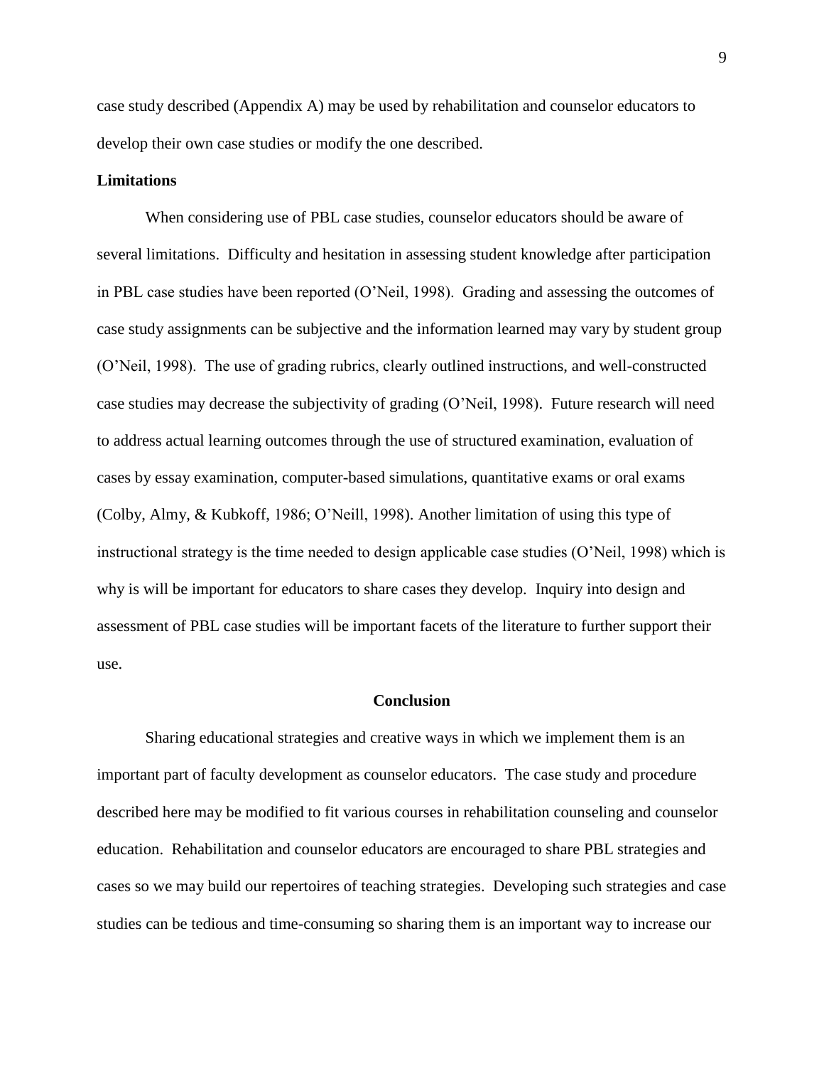case study described (Appendix A) may be used by rehabilitation and counselor educators to develop their own case studies or modify the one described.

**Limitations**

When considering use of PBL case studies, counselor educators should be aware of several limitations. Difficulty and hesitation in assessing student knowledge after participation in PBL case studies have been reported (O'Neil, 1998). Grading and assessing the outcomes of case study assignments can be subjective and the information learned may vary by student group (O'Neil, 1998). The use of grading rubrics, clearly outlined instructions, and well-constructed case studies may decrease the subjectivity of grading (O'Neil, 1998). Future research will need to address actual learning outcomes through the use of structured examination, evaluation of cases by essay examination, computer-based simulations, quantitative exams or oral exams (Colby, Almy, & Kubkoff, 1986; O'Neill, 1998). Another limitation of using this type of instructional strategy is the time needed to design applicable case studies (O'Neil, 1998) which is why is will be important for educators to share cases they develop. Inquiry into design and assessment of PBL case studies will be important facets of the literature to further support their use.

## Conclusion

Sharing educational strategies and creative ways in which we implement them is an important part of faculty development as counselor educators. The case study and procedure described here may be modified to fit various courses in rehabilitation counseling and counselor education. Rehabilitation and counselor educators are encouraged to share PBL strategies and cases so we may build our repertoires of teaching strategies. Developing such strategies and case studies can be tedious and time-consuming so sharing them is an important way to increase our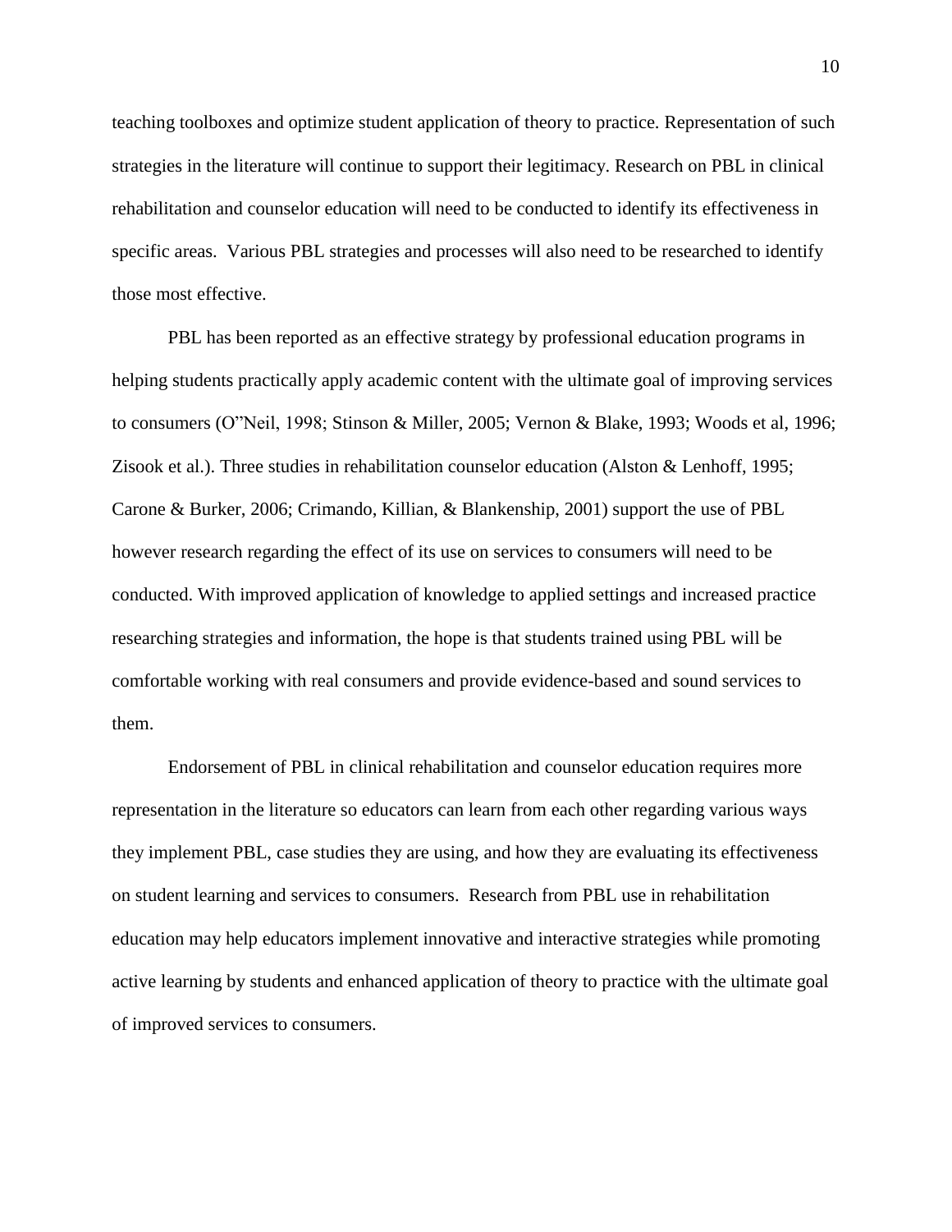teaching toolboxes and optimize student application of theory to practice. Representation of such strategies in the literature will continue to support their legitimacy. Research on PBL in clinical rehabilitation and counselor education will need to be conducted to identify its effectiveness in specific areas. Various PBL strategies and processes will also need to be researched to identify those most effective.

PBL has been reported as an effective strategy by professional education programs in helping students practically apply academic content with the ultimate goal of improving services to consumers (O"Neil, 1998; Stinson & Miller, 2005; Vernon & Blake, 1993; Woods et al, 1996; Zisook et al.). Three studies in rehabilitation counselor education (Alston & Lenhoff, 1995; Carone & Burker, 2006; Crimando, Killian, & Blankenship, 2001) support the use of PBL however research regarding the effect of its use on services to consumers will need to be conducted. With improved application of knowledge to applied settings and increased practice researching strategies and information, the hope is that students trained using PBL will be comfortable working with real consumers and provide evidence-based and sound services to them.

Endorsement of PBL in clinical rehabilitation and counselor education requires more representation in the literature so educators can learn from each other regarding various ways they implement PBL, case studies they are using, and how they are evaluating its effectiveness on student learning and services to consumers. Research from PBL use in rehabilitation education may help educators implement innovative and interactive strategies while promoting active learning by students and enhanced application of theory to practice with the ultimate goal of improved services to consumers.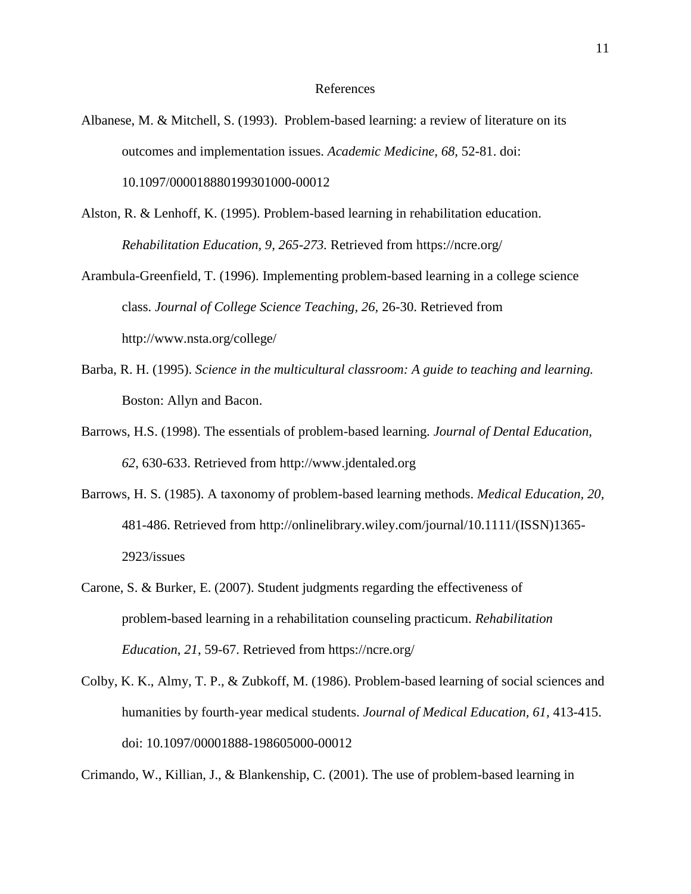# References

Albanese, M. & Mitchell, S. (1993). Problem-based learning: a review of literature on its outcomes and implementation issues. *Academic Medicine, 68,* 52-81. doi: 10.1097/000018880199301000-00012

Alston, R. & Lenhoff, K. (1995). Problem-based learning in rehabilitation education. *Rehabilitation Education, 9, 265-273.* Retrieved from https://ncre.org/

Arambula-Greenfield, T. (1996). Implementing problem-based learning in a college science class. *Journal of College Science Teaching, 26,* 26-30. Retrieved from http://www.nsta.org/college/

Barba, R. H. (1995). *Science in the multicultural classroom: A guide to teaching and learning.* Boston: Allyn and Bacon.

Barrows, H.S. (1998). The essentials of problem-based learning. *Journal of Dental Education, 62,* 630-633. Retrieved from http://www.jdentaled.org

Barrows, H. S. (1985). A taxonomy of problem-based learning methods. *Medical Education, 20,* 481-486. Retrieved from http://onlinelibrary.wiley.com/journal/10.1111/(ISSN)1365-2923/issues

Carone, S. & Burker, E. (2007). Student judgments regarding the effectiveness of problem-based learning in a rehabilitation counseling practicum. *Rehabilitation Education, 21,* 59-67. Retrieved from https://ncre.org/

Colby, K. K., Almy, T. P., & Zubkoff, M. (1986). Problem-based learning of social sciences and humanities by fourth-year medical students. *Journal of Medical Education, 61,* 413-415. doi: 10.1097/00001888-198605000-00012

Crimando, W., Killian, J., & Blankenship, C. (2001). The use of problem-based learning in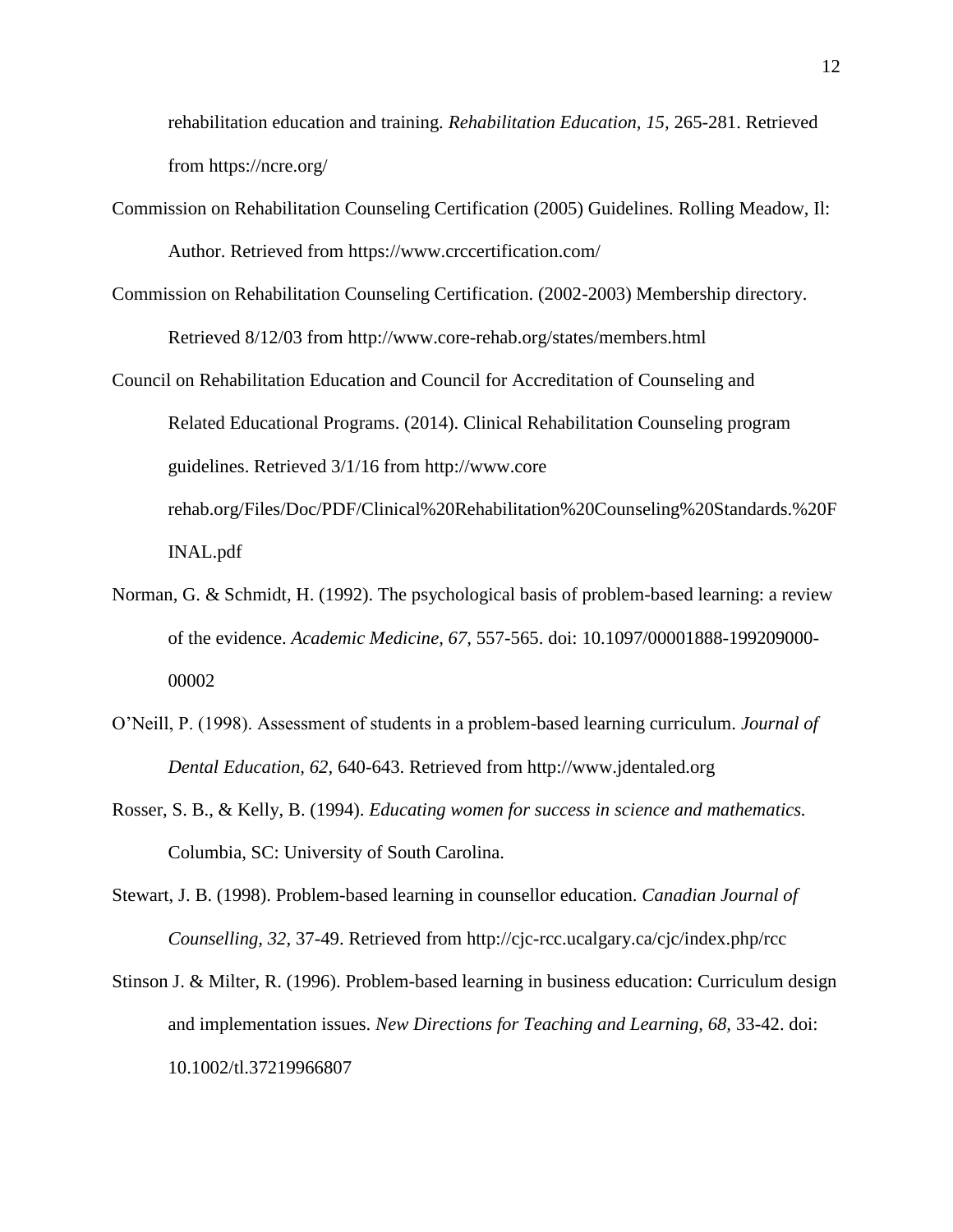rehabilitation education and training. *Rehabilitation Education, 15*, 265-281. Retrieved from https://ncre.org/

Commission on Rehabilitation Counseling Certification (2005) Guidelines. Rolling Meadow, Il: Author. Retrieved from https://www.crccertification.com/

Commission on Rehabilitation Counseling Certification. (2002-2003) Membership directory. Retrieved 8/12/03 from http://www.core-rehab.org/states/members.html

Council on Rehabilitation Education and Council for Accreditation of Counseling and Related Educational Programs. (2014). Clinical Rehabilitation Counseling program guidelines. Retrieved 3/1/16 from http://www.core rehab.org/Files/Doc/PDF/Clinical%20Rehabilitation%20Counseling%20Standards.%20FINAL.pdf

Norman, G. & Schmidt, H. (1992). The psychological basis of problem-based learning: a review of the evidence. *Academic Medicine, 67*, 557-565. doi: 10.1097/00001888-199209000-00002

O'Neill, P. (1998). Assessment of students in a problem-based learning curriculum. *Journal of Dental Education, 62*, 640-643. Retrieved from http://www.jdentaled.org

Rosser, S. B., & Kelly, B. (1994). *Educating women for success in science and mathematics.* Columbia, SC: University of South Carolina.

Stewart, J. B. (1998). Problem-based learning in counsellor education. *Canadian Journal of Counselling, 32*, 37-49. Retrieved from http://cjc-rcc.ucalgary.ca/cjc/index.php/rcc

Stinson J. & Milter, R. (1996). Problem-based learning in business education: Curriculum design and implementation issues. *New Directions for Teaching and Learning, 68*, 33-42. doi: 10.1002/tl.37219966807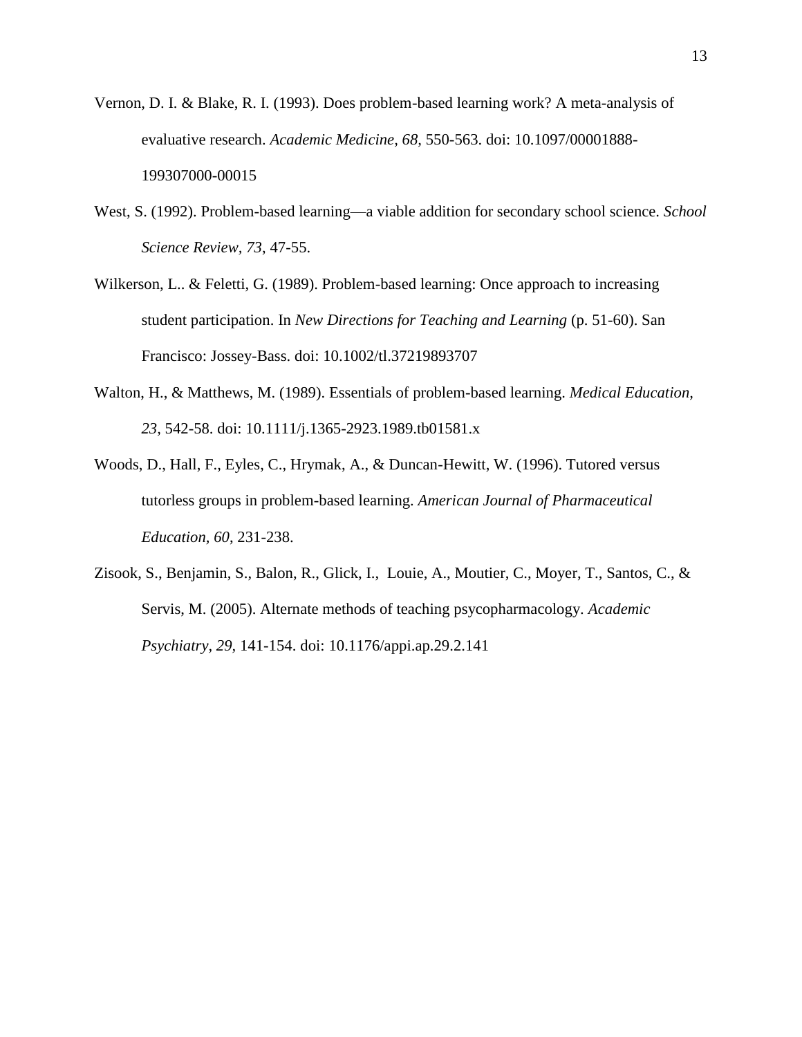Vernon, D. I. & Blake, R. I. (1993). Does problem-based learning work? A meta-analysis of evaluative research. *Academic Medicine, 68*, 550-563. doi: 10.1097/00001888-199307000-00015

West, S. (1992). Problem-based learning—a viable addition for secondary school science. *School Science Review, 73*, 47-55.

Wilkerson, L.. & Feletti, G. (1989). Problem-based learning: Once approach to increasing student participation. In *New Directions for Teaching and Learning* (p. 51-60). San Francisco: Jossey-Bass. doi: 10.1002/tl.37219893707

Walton, H., & Matthews, M. (1989). Essentials of problem-based learning. *Medical Education, 23*, 542-58. doi: 10.1111/j.1365-2923.1989.tb01581.x

Woods, D., Hall, F., Eyles, C., Hrymak, A., & Duncan-Hewitt, W. (1996). Tutored versus tutorless groups in problem-based learning. *American Journal of Pharmaceutical Education, 60*, 231-238.

Zisook, S., Benjamin, S., Balon, R., Glick, I., Louie, A., Moutier, C., Moyer, T., Santos, C., & Servis, M. (2005). Alternate methods of teaching psycopharmacology. *Academic Psychiatry, 29*, 141-154. doi: 10.1176/appi.ap.29.2.141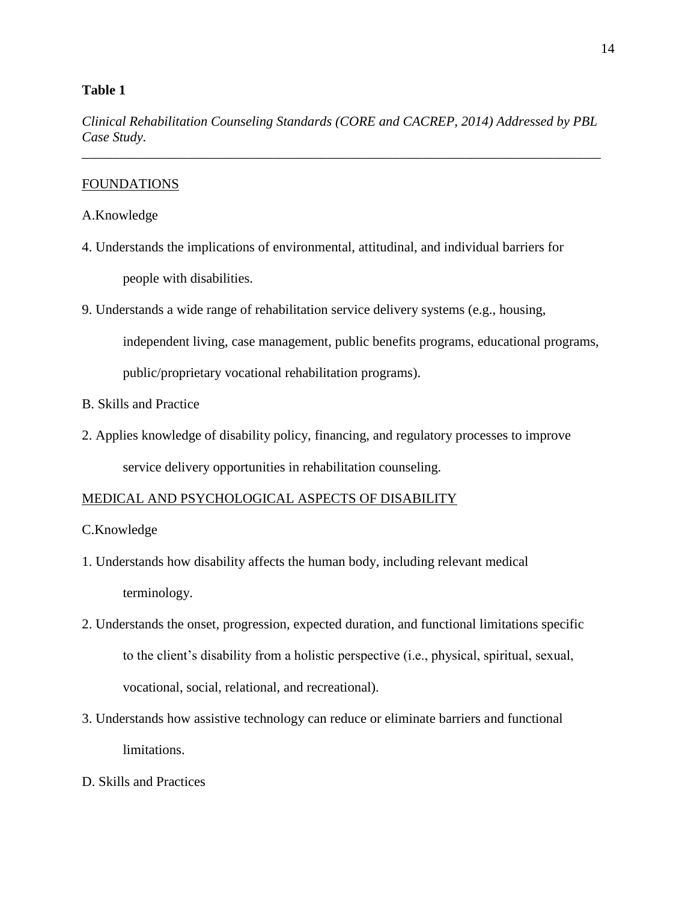**Table 1**

*Clinical Rehabilitation Counseling Standards (CORE and CACREP, 2014) Addressed by PBL Case Study.*

---

<u>FOUNDATIONS</u>

A.Knowledge

4. Understands the implications of environmental, attitudinal, and individual barriers for people with disabilities.

9. Understands a wide range of rehabilitation service delivery systems (e.g., housing, independent living, case management, public benefits programs, educational programs, public/proprietary vocational rehabilitation programs).

B. Skills and Practice

2. Applies knowledge of disability policy, financing, and regulatory processes to improve service delivery opportunities in rehabilitation counseling.

<u>MEDICAL AND PSYCHOLOGICAL ASPECTS OF DISABILITY</u>

C.Knowledge

1. Understands how disability affects the human body, including relevant medical terminology.

2. Understands the onset, progression, expected duration, and functional limitations specific to the client's disability from a holistic perspective (i.e., physical, spiritual, sexual, vocational, social, relational, and recreational).

3. Understands how assistive technology can reduce or eliminate barriers and functional limitations.

D. Skills and Practices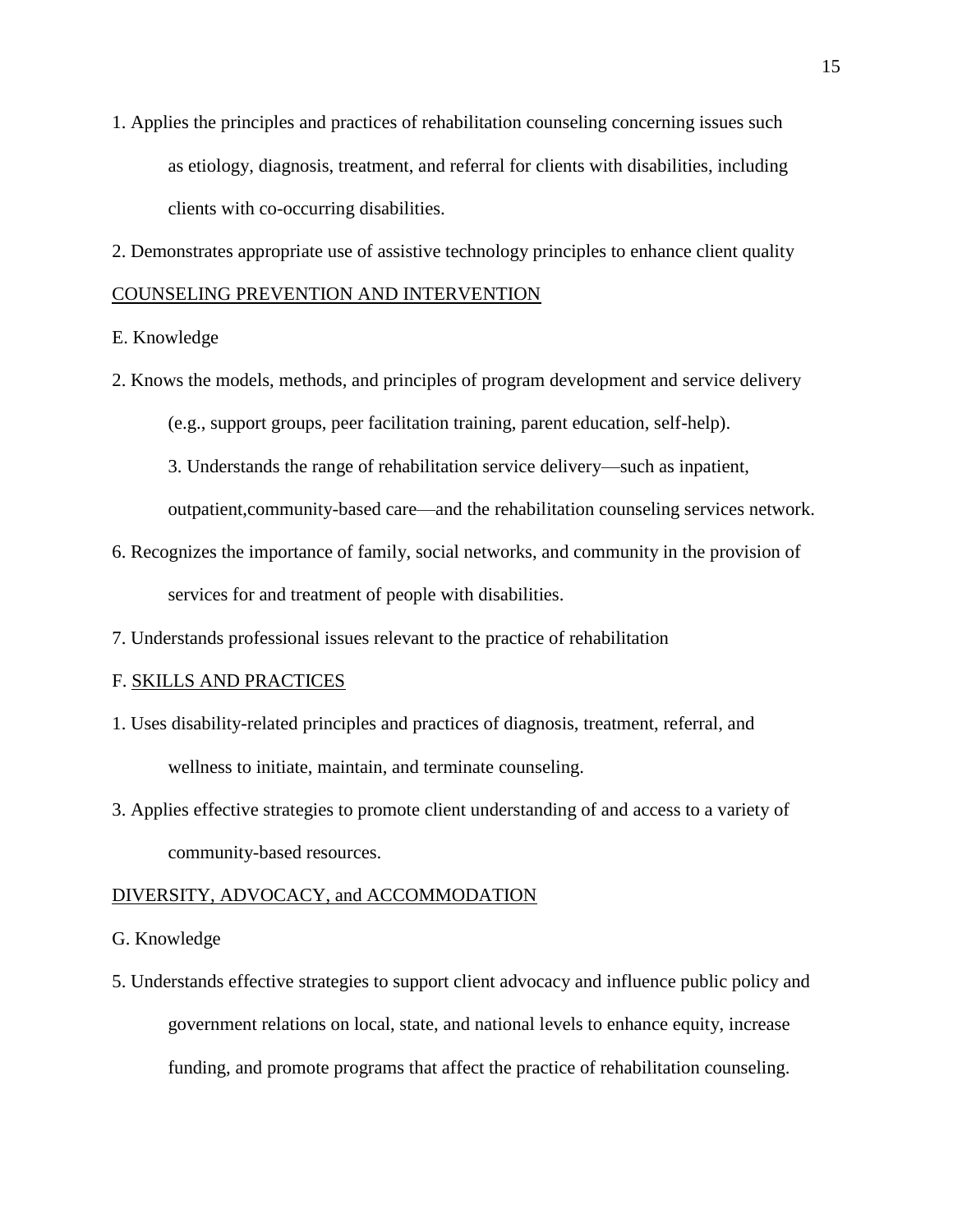1. Applies the principles and practices of rehabilitation counseling concerning issues such as etiology, diagnosis, treatment, and referral for clients with disabilities, including clients with co-occurring disabilities.

2. Demonstrates appropriate use of assistive technology principles to enhance client quality

<u>COUNSELING PREVENTION AND INTERVENTION</u>

E. Knowledge

2. Knows the models, methods, and principles of program development and service delivery (e.g., support groups, peer facilitation training, parent education, self-help).

3. Understands the range of rehabilitation service delivery—such as inpatient, outpatient,community-based care—and the rehabilitation counseling services network.

6. Recognizes the importance of family, social networks, and community in the provision of services for and treatment of people with disabilities.

7. Understands professional issues relevant to the practice of rehabilitation

F. <u>SKILLS AND PRACTICES</u>

1. Uses disability-related principles and practices of diagnosis, treatment, referral, and wellness to initiate, maintain, and terminate counseling.

3. Applies effective strategies to promote client understanding of and access to a variety of community-based resources.

<u>DIVERSITY, ADVOCACY, and ACCOMMODATION</u>

G. Knowledge

5. Understands effective strategies to support client advocacy and influence public policy and government relations on local, state, and national levels to enhance equity, increase funding, and promote programs that affect the practice of rehabilitation counseling.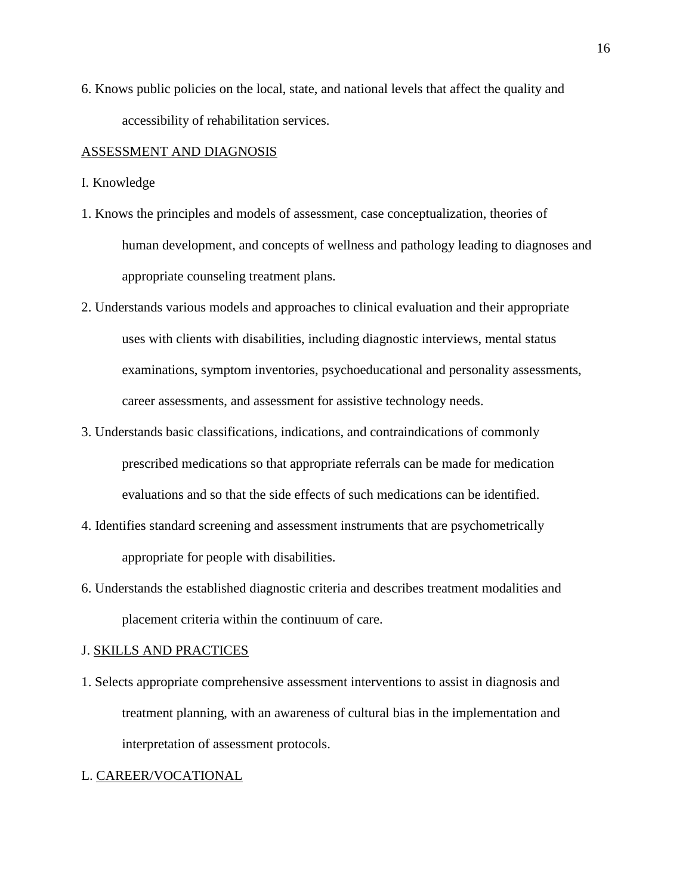6. Knows public policies on the local, state, and national levels that affect the quality and accessibility of rehabilitation services.

<u>ASSESSMENT AND DIAGNOSIS</u>

I. Knowledge

1. Knows the principles and models of assessment, case conceptualization, theories of human development, and concepts of wellness and pathology leading to diagnoses and appropriate counseling treatment plans.
2. Understands various models and approaches to clinical evaluation and their appropriate uses with clients with disabilities, including diagnostic interviews, mental status examinations, symptom inventories, psychoeducational and personality assessments, career assessments, and assessment for assistive technology needs.
3. Understands basic classifications, indications, and contraindications of commonly prescribed medications so that appropriate referrals can be made for medication evaluations and so that the side effects of such medications can be identified.
4. Identifies standard screening and assessment instruments that are psychometrically appropriate for people with disabilities.

6. Understands the established diagnostic criteria and describes treatment modalities and placement criteria within the continuum of care.

J. <u>SKILLS AND PRACTICES</u>

1. Selects appropriate comprehensive assessment interventions to assist in diagnosis and treatment planning, with an awareness of cultural bias in the implementation and interpretation of assessment protocols.

L. <u>CAREER/VOCATIONAL</u>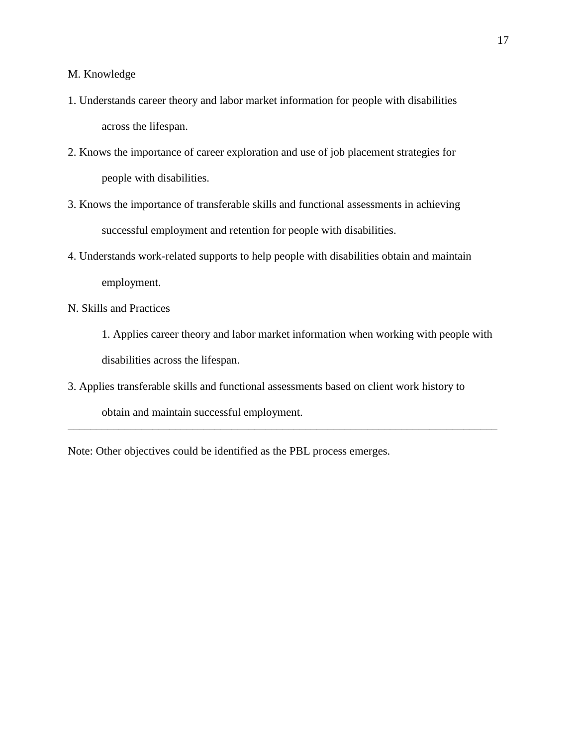M. Knowledge

1. Understands career theory and labor market information for people with disabilities across the lifespan.
2. Knows the importance of career exploration and use of job placement strategies for people with disabilities.
3. Knows the importance of transferable skills and functional assessments in achieving successful employment and retention for people with disabilities.
4. Understands work-related supports to help people with disabilities obtain and maintain employment.

N. Skills and Practices

1. Applies career theory and labor market information when working with people with disabilities across the lifespan.

3. Applies transferable skills and functional assessments based on client work history to obtain and maintain successful employment.

---

Note: Other objectives could be identified as the PBL process emerges.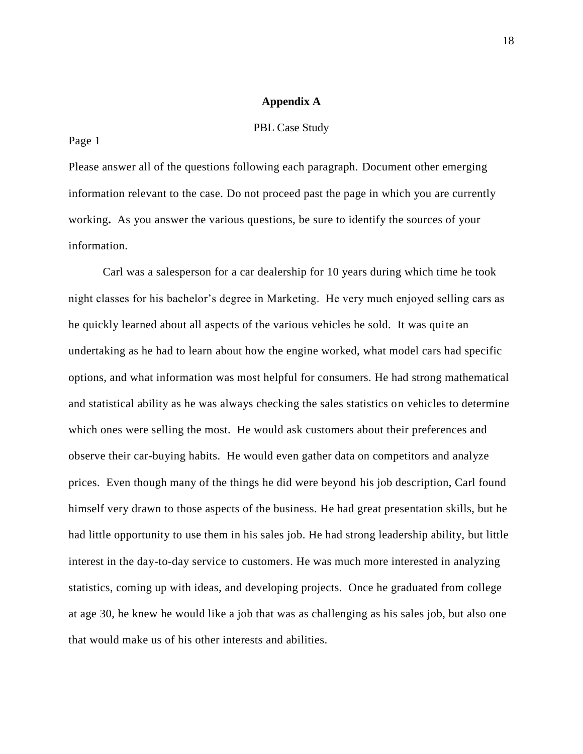## Appendix A

PBL Case Study

Page 1

Please answer all of the questions following each paragraph. Document other emerging information relevant to the case. Do not proceed past the page in which you are currently working**.** As you answer the various questions, be sure to identify the sources of your information.

Carl was a salesperson for a car dealership for 10 years during which time he took night classes for his bachelor's degree in Marketing. He very much enjoyed selling cars as he quickly learned about all aspects of the various vehicles he sold. It was quite an undertaking as he had to learn about how the engine worked, what model cars had specific options, and what information was most helpful for consumers. He had strong mathematical and statistical ability as he was always checking the sales statistics on vehicles to determine which ones were selling the most. He would ask customers about their preferences and observe their car-buying habits. He would even gather data on competitors and analyze prices. Even though many of the things he did were beyond his job description, Carl found himself very drawn to those aspects of the business. He had great presentation skills, but he had little opportunity to use them in his sales job. He had strong leadership ability, but little interest in the day-to-day service to customers. He was much more interested in analyzing statistics, coming up with ideas, and developing projects. Once he graduated from college at age 30, he knew he would like a job that was as challenging as his sales job, but also one that would make us of his other interests and abilities.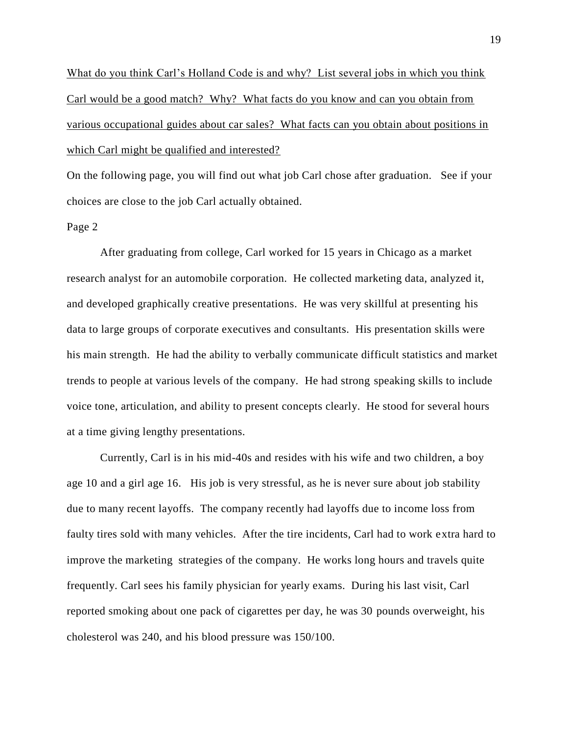<u>What do you think Carl's Holland Code is and why? List several jobs in which you think Carl would be a good match? Why? What facts do you know and can you obtain from various occupational guides about car sales? What facts can you obtain about positions in which Carl might be qualified and interested?</u>

On the following page, you will find out what job Carl chose after graduation. See if your choices are close to the job Carl actually obtained.

Page 2

After graduating from college, Carl worked for 15 years in Chicago as a market research analyst for an automobile corporation. He collected marketing data, analyzed it, and developed graphically creative presentations. He was very skillful at presenting his data to large groups of corporate executives and consultants. His presentation skills were his main strength. He had the ability to verbally communicate difficult statistics and market trends to people at various levels of the company. He had strong speaking skills to include voice tone, articulation, and ability to present concepts clearly. He stood for several hours at a time giving lengthy presentations.

Currently, Carl is in his mid-40s and resides with his wife and two children, a boy age 10 and a girl age 16. His job is very stressful, as he is never sure about job stability due to many recent layoffs. The company recently had layoffs due to income loss from faulty tires sold with many vehicles. After the tire incidents, Carl had to work extra hard to improve the marketing strategies of the company. He works long hours and travels quite frequently. Carl sees his family physician for yearly exams. During his last visit, Carl reported smoking about one pack of cigarettes per day, he was 30 pounds overweight, his cholesterol was 240, and his blood pressure was 150/100.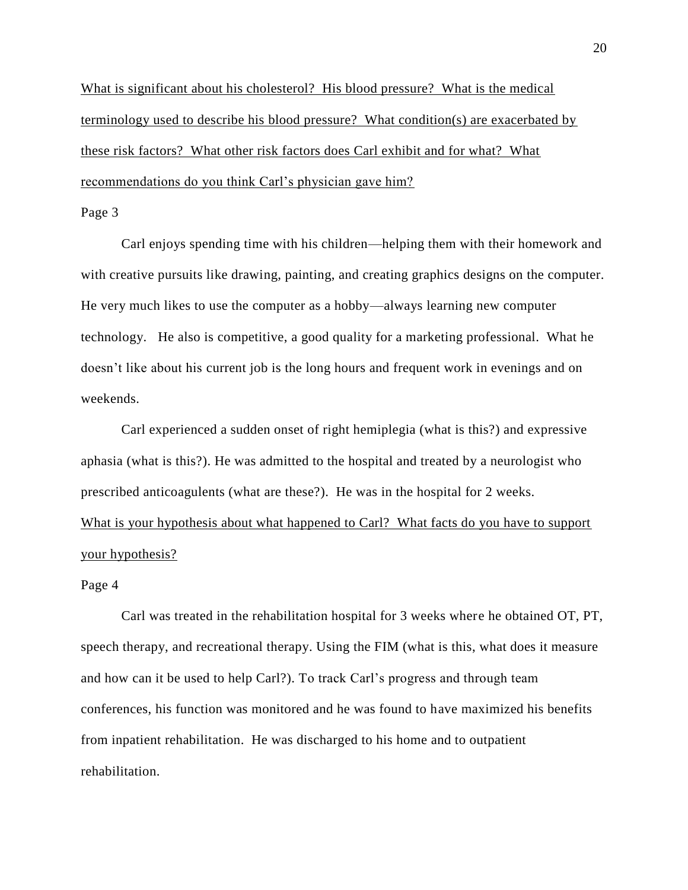<u>What is significant about his cholesterol? His blood pressure? What is the medical terminology used to describe his blood pressure? What condition(s) are exacerbated by these risk factors? What other risk factors does Carl exhibit and for what? What recommendations do you think Carl's physician gave him?</u>

Page 3

Carl enjoys spending time with his children—helping them with their homework and with creative pursuits like drawing, painting, and creating graphics designs on the computer. He very much likes to use the computer as a hobby—always learning new computer technology. He also is competitive, a good quality for a marketing professional. What he doesn't like about his current job is the long hours and frequent work in evenings and on weekends.

Carl experienced a sudden onset of right hemiplegia (what is this?) and expressive aphasia (what is this?). He was admitted to the hospital and treated by a neurologist who prescribed anticoagulents (what are these?). He was in the hospital for 2 weeks.

<u>What is your hypothesis about what happened to Carl? What facts do you have to support your hypothesis?</u>

Page 4

Carl was treated in the rehabilitation hospital for 3 weeks where he obtained OT, PT, speech therapy, and recreational therapy. Using the FIM (what is this, what does it measure and how can it be used to help Carl?). To track Carl's progress and through team conferences, his function was monitored and he was found to have maximized his benefits from inpatient rehabilitation. He was discharged to his home and to outpatient rehabilitation.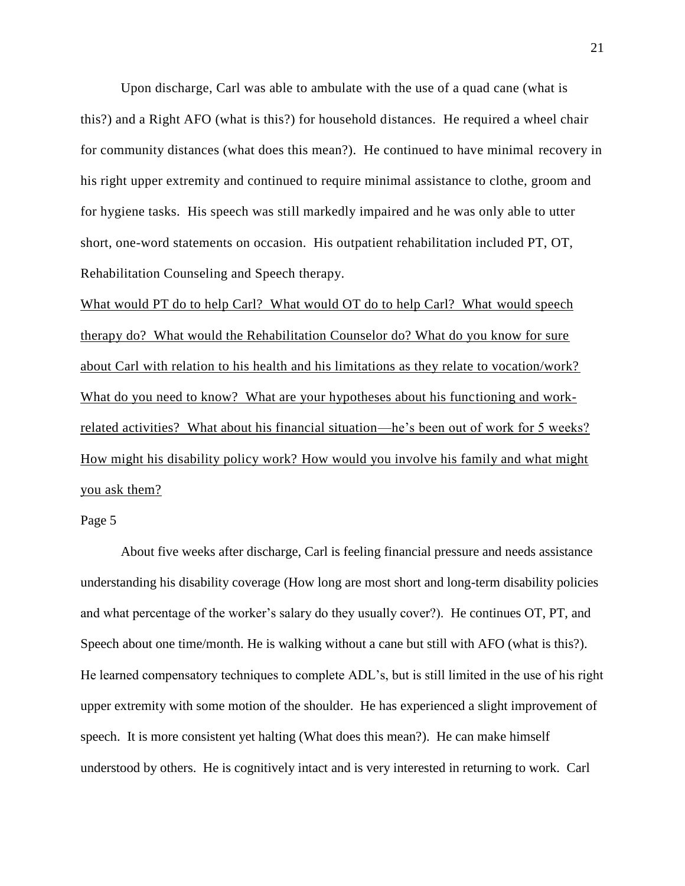Upon discharge, Carl was able to ambulate with the use of a quad cane (what is this?) and a Right AFO (what is this?) for household distances. He required a wheel chair for community distances (what does this mean?). He continued to have minimal recovery in his right upper extremity and continued to require minimal assistance to clothe, groom and for hygiene tasks. His speech was still markedly impaired and he was only able to utter short, one-word statements on occasion. His outpatient rehabilitation included PT, OT, Rehabilitation Counseling and Speech therapy.

<u>What would PT do to help Carl? What would OT do to help Carl? What would speech therapy do? What would the Rehabilitation Counselor do? What do you know for sure about Carl with relation to his health and his limitations as they relate to vocation/work? What do you need to know? What are your hypotheses about his functioning and work-related activities? What about his financial situation—he's been out of work for 5 weeks? How might his disability policy work? How would you involve his family and what might you ask them?</u>

Page 5

About five weeks after discharge, Carl is feeling financial pressure and needs assistance understanding his disability coverage (How long are most short and long-term disability policies and what percentage of the worker's salary do they usually cover?). He continues OT, PT, and Speech about one time/month. He is walking without a cane but still with AFO (what is this?). He learned compensatory techniques to complete ADL's, but is still limited in the use of his right upper extremity with some motion of the shoulder. He has experienced a slight improvement of speech. It is more consistent yet halting (What does this mean?). He can make himself understood by others. He is cognitively intact and is very interested in returning to work. Carl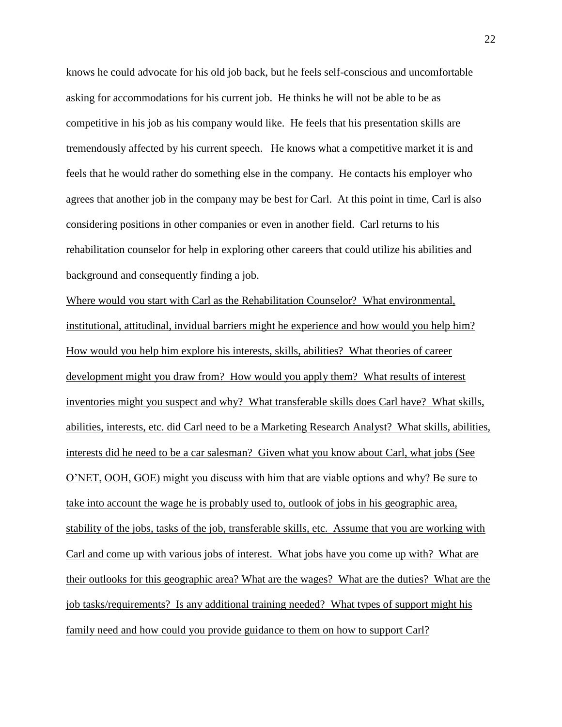knows he could advocate for his old job back, but he feels self-conscious and uncomfortable asking for accommodations for his current job. He thinks he will not be able to be as competitive in his job as his company would like. He feels that his presentation skills are tremendously affected by his current speech. He knows what a competitive market it is and feels that he would rather do something else in the company. He contacts his employer who agrees that another job in the company may be best for Carl. At this point in time, Carl is also considering positions in other companies or even in another field. Carl returns to his rehabilitation counselor for help in exploring other careers that could utilize his abilities and background and consequently finding a job.

<u>Where would you start with Carl as the Rehabilitation Counselor? What environmental, institutional, attitudinal, invidual barriers might he experience and how would you help him? How would you help him explore his interests, skills, abilities? What theories of career development might you draw from? How would you apply them? What results of interest inventories might you suspect and why? What transferable skills does Carl have? What skills, abilities, interests, etc. did Carl need to be a Marketing Research Analyst? What skills, abilities, interests did he need to be a car salesman? Given what you know about Carl, what jobs (See O'NET, OOH, GOE) might you discuss with him that are viable options and why? Be sure to take into account the wage he is probably used to, outlook of jobs in his geographic area, stability of the jobs, tasks of the job, transferable skills, etc. Assume that you are working with Carl and come up with various jobs of interest. What jobs have you come up with? What are their outlooks for this geographic area? What are the wages? What are the duties? What are the job tasks/requirements? Is any additional training needed? What types of support might his family need and how could you provide guidance to them on how to support Carl?</u>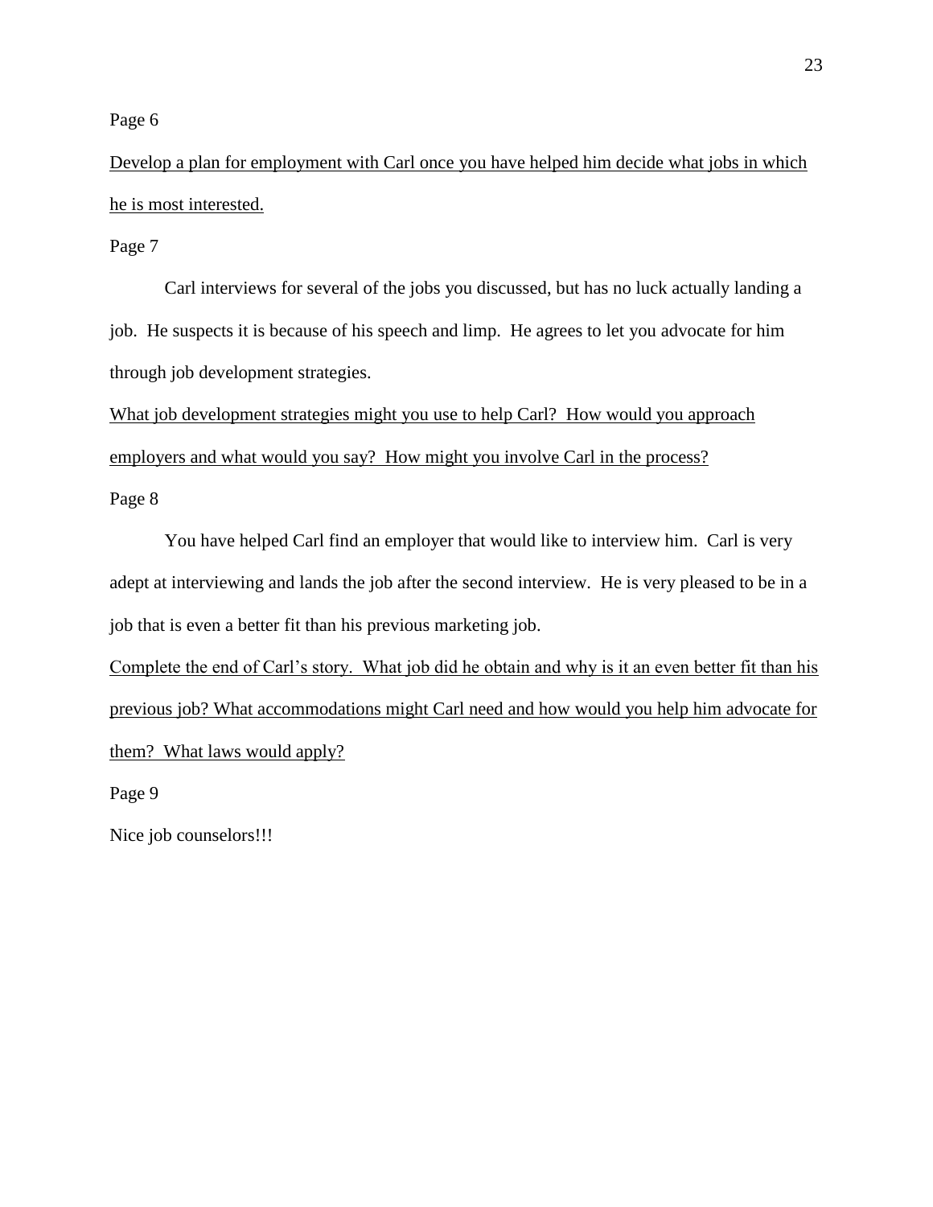Page 6

<u>Develop a plan for employment with Carl once you have helped him decide what jobs in which he is most interested.</u>

Page 7

Carl interviews for several of the jobs you discussed, but has no luck actually landing a job. He suspects it is because of his speech and limp. He agrees to let you advocate for him through job development strategies.

<u>What job development strategies might you use to help Carl? How would you approach employers and what would you say? How might you involve Carl in the process?</u>

Page 8

You have helped Carl find an employer that would like to interview him. Carl is very adept at interviewing and lands the job after the second interview. He is very pleased to be in a job that is even a better fit than his previous marketing job.

<u>Complete the end of Carl's story. What job did he obtain and why is it an even better fit than his previous job? What accommodations might Carl need and how would you help him advocate for them? What laws would apply?</u>

Page 9

Nice job counselors!!!